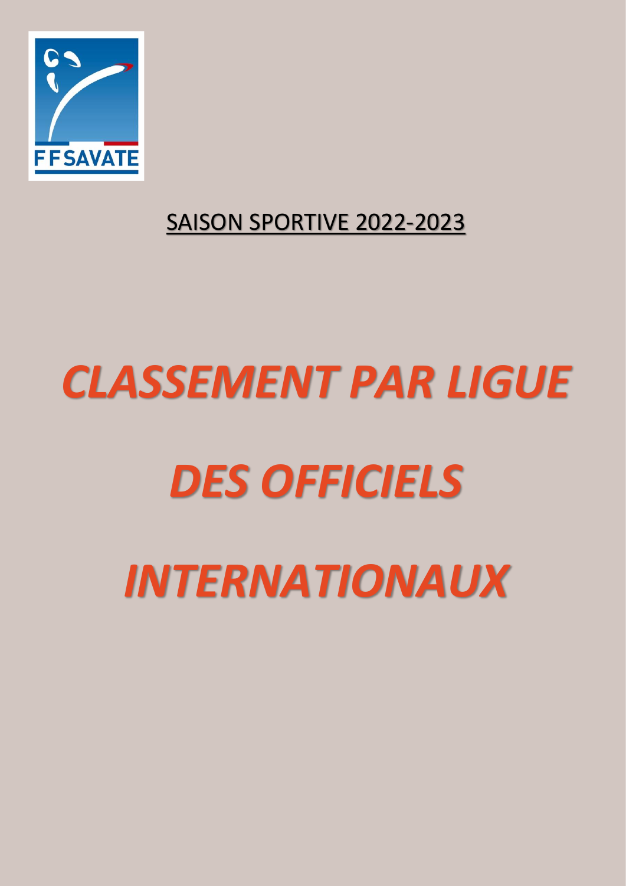FFSAVATE

SAISON SPORTIVE 2022-2023

# *CLASSEMENT PAR LIGUE*

# *DES OFFICIELS*

# *INTERNATIONAUX*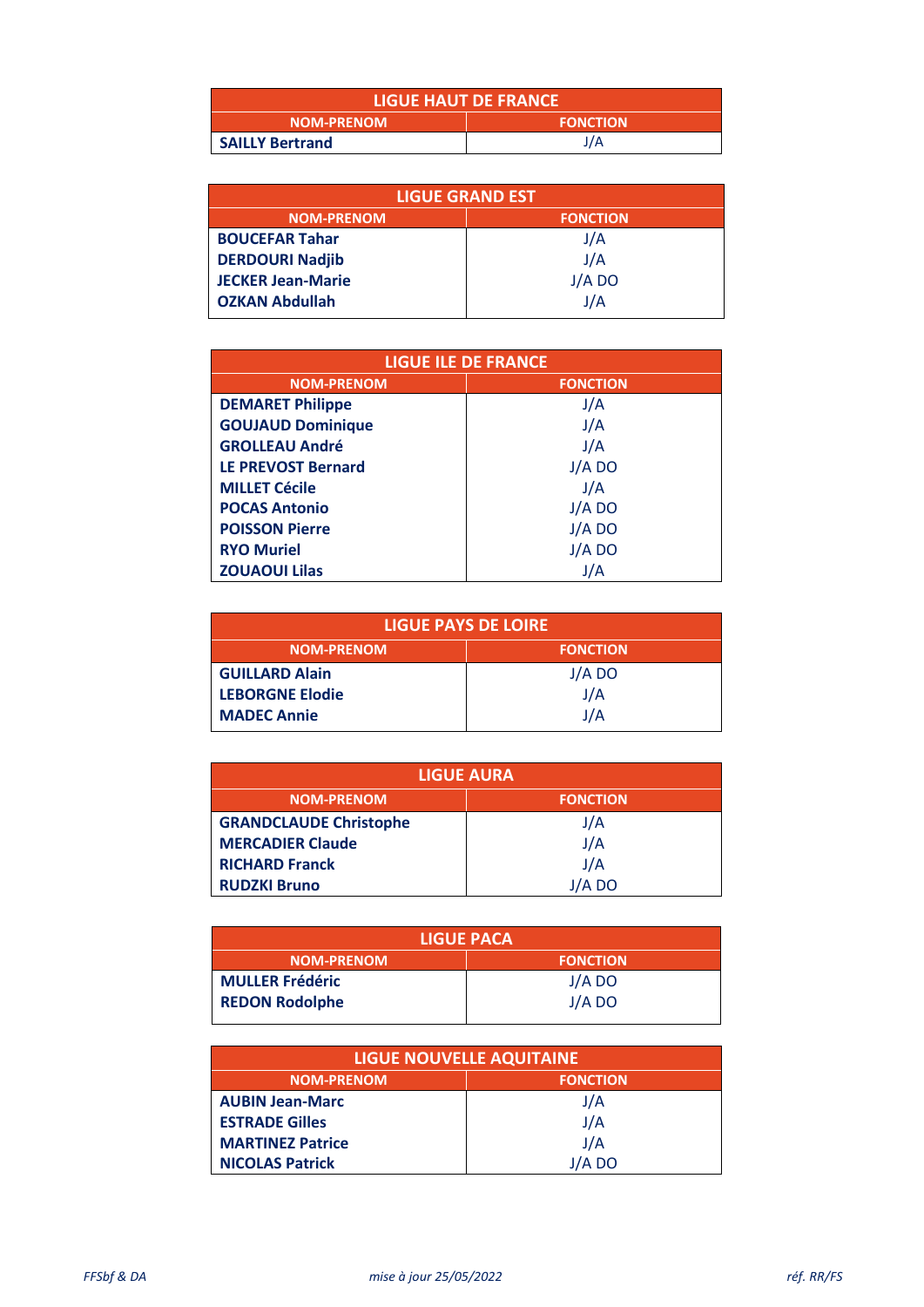| LIGUE HAUT DE FRANCE | |
|---|---|
| **NOM-PRENOM** | **FONCTION** |
| **SAILLY Bertrand** | J/A |

| LIGUE GRAND EST | |
|---|---|
| **NOM-PRENOM** | **FONCTION** |
| **BOUCEFAR Tahar** | J/A |
| **DERDOURI Nadjib** | J/A |
| **JECKER Jean-Marie** | J/A DO |
| **OZKAN Abdullah** | J/A |

| LIGUE ILE DE FRANCE | |
|---|---|
| **NOM-PRENOM** | **FONCTION** |
| **DEMARET Philippe** | J/A |
| **GOUJAUD Dominique** | J/A |
| **GROLLEAU André** | J/A |
| **LE PREVOST Bernard** | J/A DO |
| **MILLET Cécile** | J/A |
| **POCAS Antonio** | J/A DO |
| **POISSON Pierre** | J/A DO |
| **RYO Muriel** | J/A DO |
| **ZOUAOUI Lilas** | J/A |

| LIGUE PAYS DE LOIRE | |
|---|---|
| **NOM-PRENOM** | **FONCTION** |
| **GUILLARD Alain** | J/A DO |
| **LEBORGNE Elodie** | J/A |
| **MADEC Annie** | J/A |

| LIGUE AURA | |
|---|---|
| **NOM-PRENOM** | **FONCTION** |
| **GRANDCLAUDE Christophe** | J/A |
| **MERCADIER Claude** | J/A |
| **RICHARD Franck** | J/A |
| **RUDZKI Bruno** | J/A DO |

| LIGUE PACA | |
|---|---|
| **NOM-PRENOM** | **FONCTION** |
| **MULLER Frédéric** | J/A DO |
| **REDON Rodolphe** | J/A DO |

| LIGUE NOUVELLE AQUITAINE | |
|---|---|
| **NOM-PRENOM** | **FONCTION** |
| **AUBIN Jean-Marc** | J/A |
| **ESTRADE Gilles** | J/A |
| **MARTINEZ Patrice** | J/A |
| **NICOLAS Patrick** | J/A DO |

*FFSbf & DA* *mise à jour 25/05/2022* *réf. RR/FS*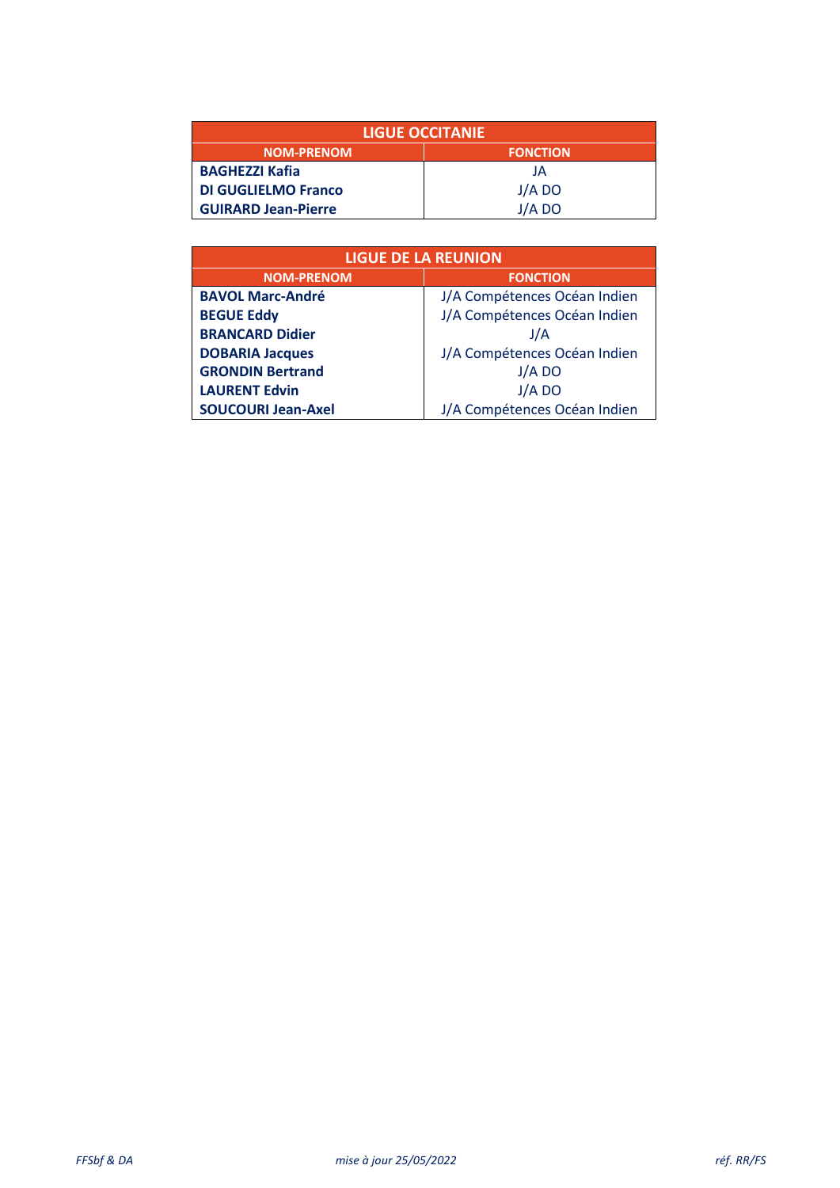| LIGUE OCCITANIE | |
|---|---|
| **NOM-PRENOM** | **FONCTION** |
| **BAGHEZZI Kafia** | JA |
| **DI GUGLIELMO Franco** | J/A DO |
| **GUIRARD Jean-Pierre** | J/A DO |

| LIGUE DE LA REUNION | |
|---|---|
| **NOM-PRENOM** | **FONCTION** |
| **BAVOL Marc-André** | J/A Compétences Océan Indien |
| **BEGUE Eddy** | J/A Compétences Océan Indien |
| **BRANCARD Didier** | J/A |
| **DOBARIA Jacques** | J/A Compétences Océan Indien |
| **GRONDIN Bertrand** | J/A DO |
| **LAURENT Edvin** | J/A DO |
| **SOUCOURI Jean-Axel** | J/A Compétences Océan Indien |